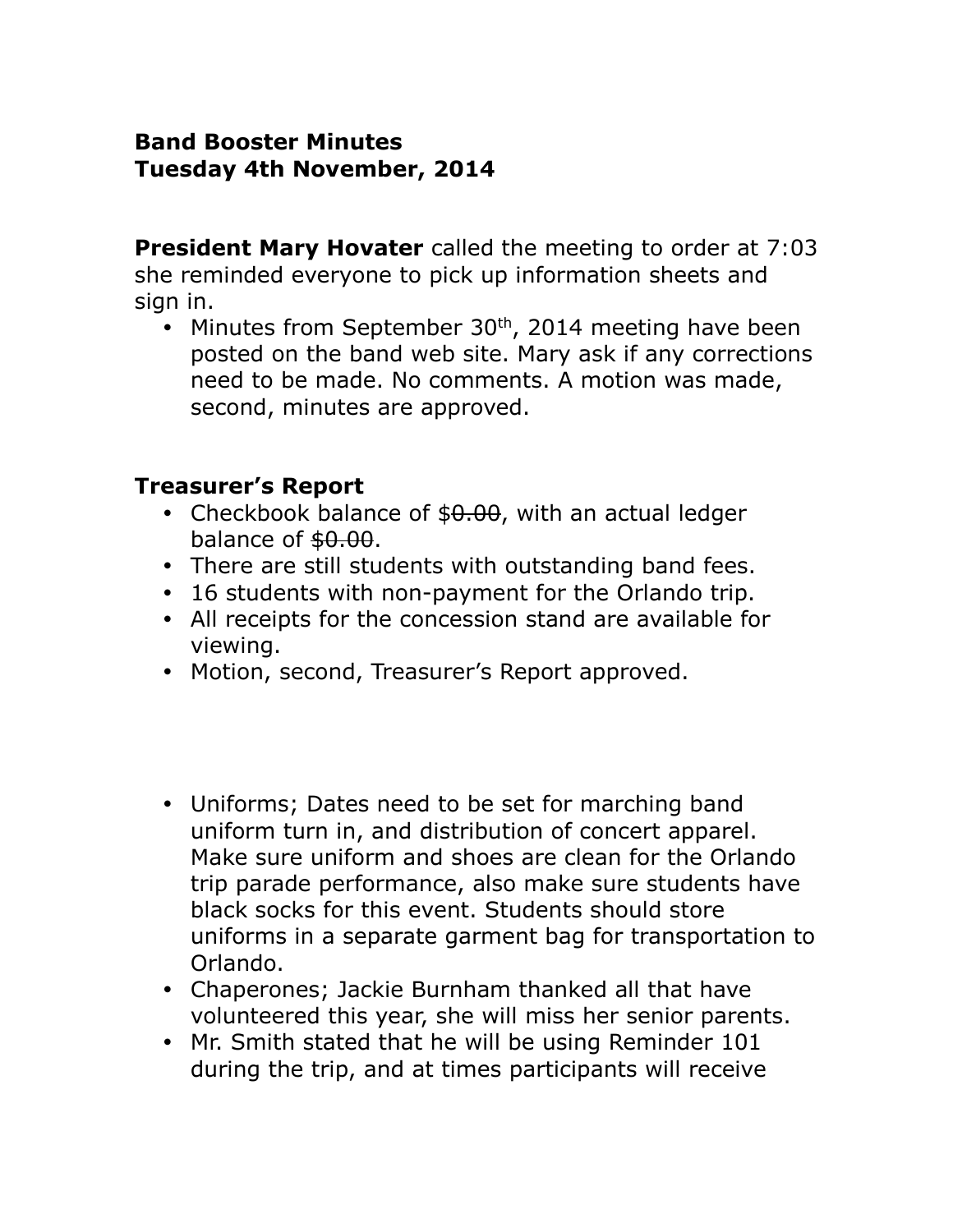**Band Booster Minutes**
**Tuesday 4th November, 2014**

**President Mary Hovater** called the meeting to order at 7:03 she reminded everyone to pick up information sheets and sign in.

- Minutes from September 30th, 2014 meeting have been posted on the band web site. Mary ask if any corrections need to be made. No comments. A motion was made, second, minutes are approved.

**Treasurer's Report**

- Checkbook balance of $~~0.00~~, with an actual ledger balance of ~~$0.00~~.
- There are still students with outstanding band fees.
- 16 students with non-payment for the Orlando trip.
- All receipts for the concession stand are available for viewing.
- Motion, second, Treasurer's Report approved.

- Uniforms; Dates need to be set for marching band uniform turn in, and distribution of concert apparel. Make sure uniform and shoes are clean for the Orlando trip parade performance, also make sure students have black socks for this event. Students should store uniforms in a separate garment bag for transportation to Orlando.
- Chaperones; Jackie Burnham thanked all that have volunteered this year, she will miss her senior parents.
- Mr. Smith stated that he will be using Reminder 101 during the trip, and at times participants will receive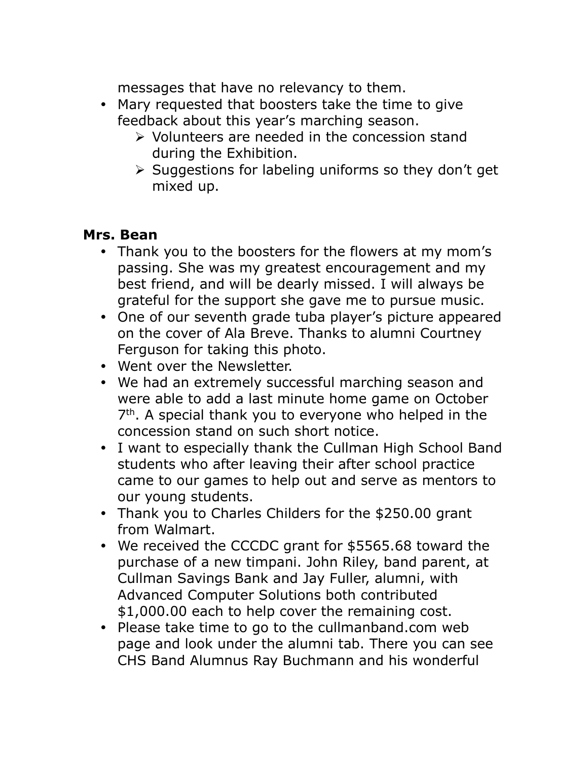messages that have no relevancy to them.

- Mary requested that boosters take the time to give feedback about this year's marching season.
  - Volunteers are needed in the concession stand during the Exhibition.
  - Suggestions for labeling uniforms so they don't get mixed up.

**Mrs. Bean**

- Thank you to the boosters for the flowers at my mom's passing. She was my greatest encouragement and my best friend, and will be dearly missed. I will always be grateful for the support she gave me to pursue music.
- One of our seventh grade tuba player's picture appeared on the cover of Ala Breve. Thanks to alumni Courtney Ferguson for taking this photo.
- Went over the Newsletter.
- We had an extremely successful marching season and were able to add a last minute home game on October 7th. A special thank you to everyone who helped in the concession stand on such short notice.
- I want to especially thank the Cullman High School Band students who after leaving their after school practice came to our games to help out and serve as mentors to our young students.
- Thank you to Charles Childers for the $250.00 grant from Walmart.
- We received the CCCDC grant for $5565.68 toward the purchase of a new timpani. John Riley, band parent, at Cullman Savings Bank and Jay Fuller, alumni, with Advanced Computer Solutions both contributed $1,000.00 each to help cover the remaining cost.
- Please take time to go to the cullmanband.com web page and look under the alumni tab. There you can see CHS Band Alumnus Ray Buchmann and his wonderful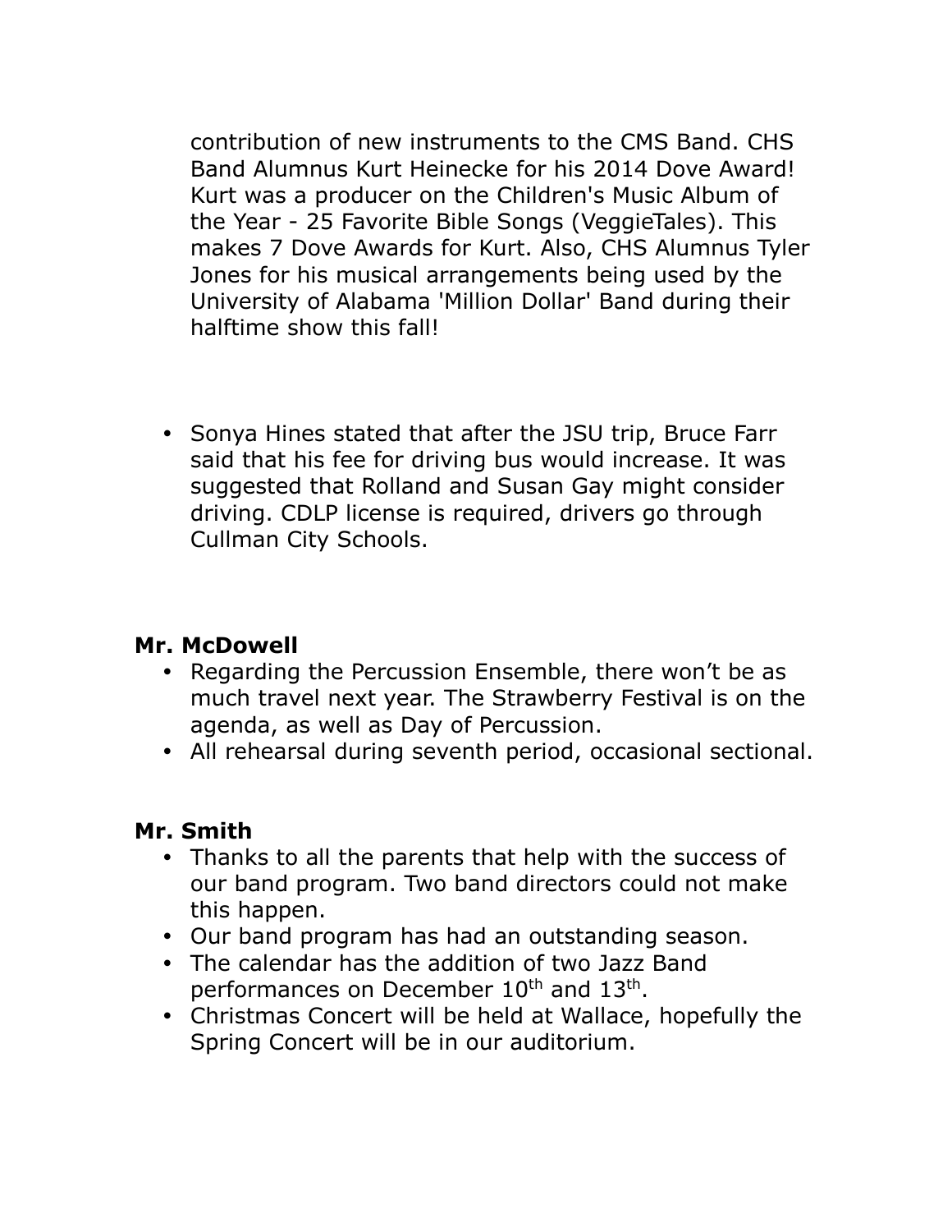contribution of new instruments to the CMS Band. CHS Band Alumnus Kurt Heinecke for his 2014 Dove Award! Kurt was a producer on the Children's Music Album of the Year - 25 Favorite Bible Songs (VeggieTales). This makes 7 Dove Awards for Kurt. Also, CHS Alumnus Tyler Jones for his musical arrangements being used by the University of Alabama 'Million Dollar' Band during their halftime show this fall!

- Sonya Hines stated that after the JSU trip, Bruce Farr said that his fee for driving bus would increase. It was suggested that Rolland and Susan Gay might consider driving. CDLP license is required, drivers go through Cullman City Schools.

**Mr. McDowell**

- Regarding the Percussion Ensemble, there won't be as much travel next year. The Strawberry Festival is on the agenda, as well as Day of Percussion.
- All rehearsal during seventh period, occasional sectional.

**Mr. Smith**

- Thanks to all the parents that help with the success of our band program. Two band directors could not make this happen.
- Our band program has had an outstanding season.
- The calendar has the addition of two Jazz Band performances on December 10th and 13th.
- Christmas Concert will be held at Wallace, hopefully the Spring Concert will be in our auditorium.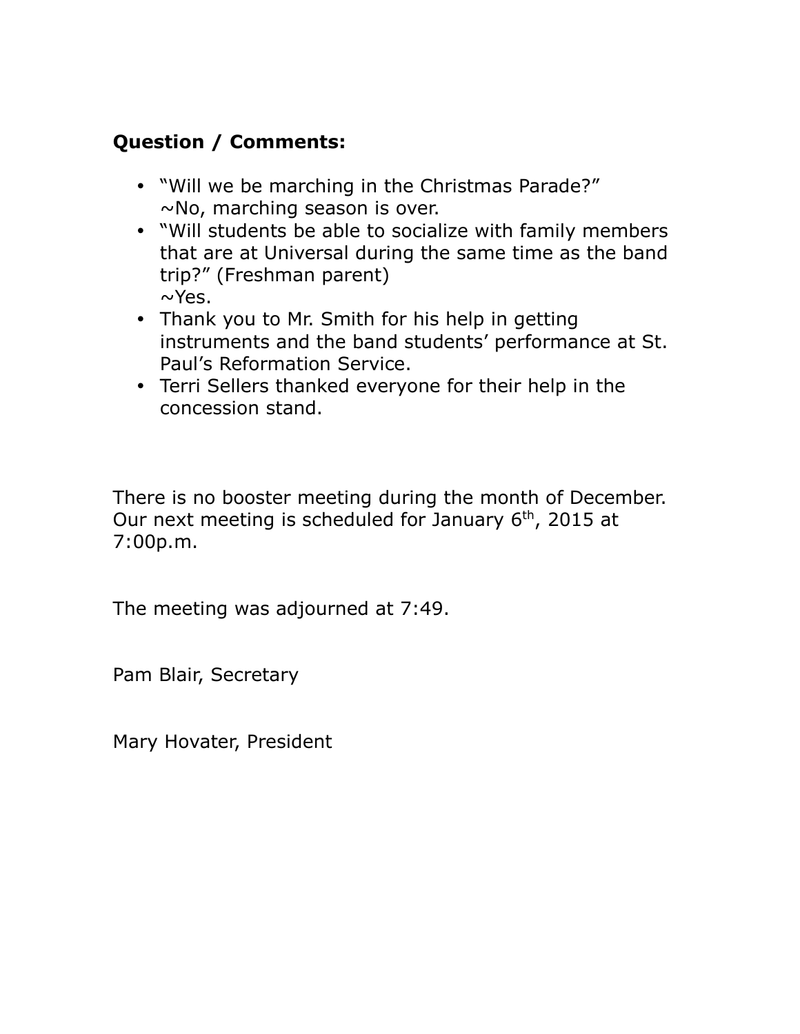**Question / Comments:**

- "Will we be marching in the Christmas Parade?"
  ~No, marching season is over.
- "Will students be able to socialize with family members that are at Universal during the same time as the band trip?" (Freshman parent)
  ~Yes.
- Thank you to Mr. Smith for his help in getting instruments and the band students' performance at St. Paul's Reformation Service.
- Terri Sellers thanked everyone for their help in the concession stand.

There is no booster meeting during the month of December. Our next meeting is scheduled for January 6th, 2015 at 7:00p.m.

The meeting was adjourned at 7:49.

Pam Blair, Secretary

Mary Hovater, President